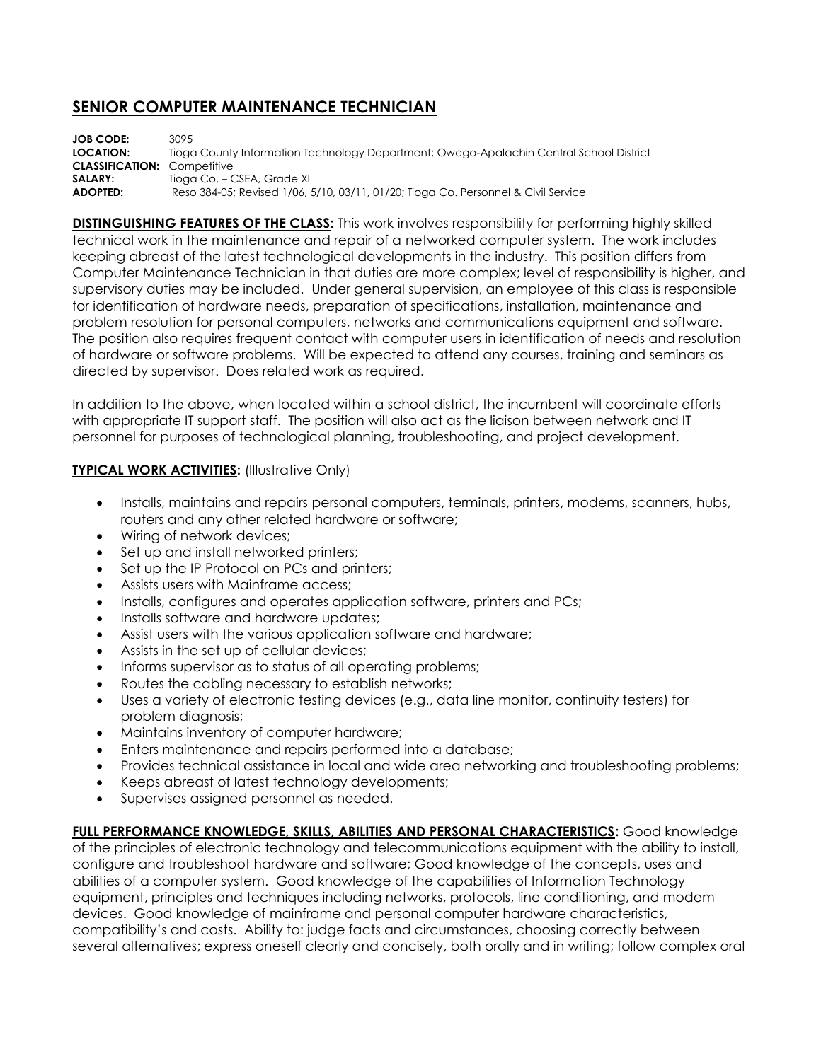# SENIOR COMPUTER MAINTENANCE TECHNICIAN

**JOB CODE:** 3095
**LOCATION:** Tioga County Information Technology Department; Owego-Apalachin Central School District
**CLASSIFICATION:** Competitive
**SALARY:** Tioga Co. – CSEA, Grade XI
**ADOPTED:** Reso 384-05; Revised 1/06, 5/10, 03/11, 01/20; Tioga Co. Personnel & Civil Service

**DISTINGUISHING FEATURES OF THE CLASS:** This work involves responsibility for performing highly skilled technical work in the maintenance and repair of a networked computer system. The work includes keeping abreast of the latest technological developments in the industry. This position differs from Computer Maintenance Technician in that duties are more complex; level of responsibility is higher, and supervisory duties may be included. Under general supervision, an employee of this class is responsible for identification of hardware needs, preparation of specifications, installation, maintenance and problem resolution for personal computers, networks and communications equipment and software. The position also requires frequent contact with computer users in identification of needs and resolution of hardware or software problems. Will be expected to attend any courses, training and seminars as directed by supervisor. Does related work as required.

In addition to the above, when located within a school district, the incumbent will coordinate efforts with appropriate IT support staff. The position will also act as the liaison between network and IT personnel for purposes of technological planning, troubleshooting, and project development.

**TYPICAL WORK ACTIVITIES:** (Illustrative Only)

- Installs, maintains and repairs personal computers, terminals, printers, modems, scanners, hubs, routers and any other related hardware or software;
- Wiring of network devices;
- Set up and install networked printers;
- Set up the IP Protocol on PCs and printers;
- Assists users with Mainframe access;
- Installs, configures and operates application software, printers and PCs;
- Installs software and hardware updates;
- Assist users with the various application software and hardware;
- Assists in the set up of cellular devices;
- Informs supervisor as to status of all operating problems;
- Routes the cabling necessary to establish networks;
- Uses a variety of electronic testing devices (e.g., data line monitor, continuity testers) for problem diagnosis;
- Maintains inventory of computer hardware;
- Enters maintenance and repairs performed into a database;
- Provides technical assistance in local and wide area networking and troubleshooting problems;
- Keeps abreast of latest technology developments;
- Supervises assigned personnel as needed.

**FULL PERFORMANCE KNOWLEDGE, SKILLS, ABILITIES AND PERSONAL CHARACTERISTICS:** Good knowledge of the principles of electronic technology and telecommunications equipment with the ability to install, configure and troubleshoot hardware and software; Good knowledge of the concepts, uses and abilities of a computer system. Good knowledge of the capabilities of Information Technology equipment, principles and techniques including networks, protocols, line conditioning, and modem devices. Good knowledge of mainframe and personal computer hardware characteristics, compatibility's and costs. Ability to: judge facts and circumstances, choosing correctly between several alternatives; express oneself clearly and concisely, both orally and in writing; follow complex oral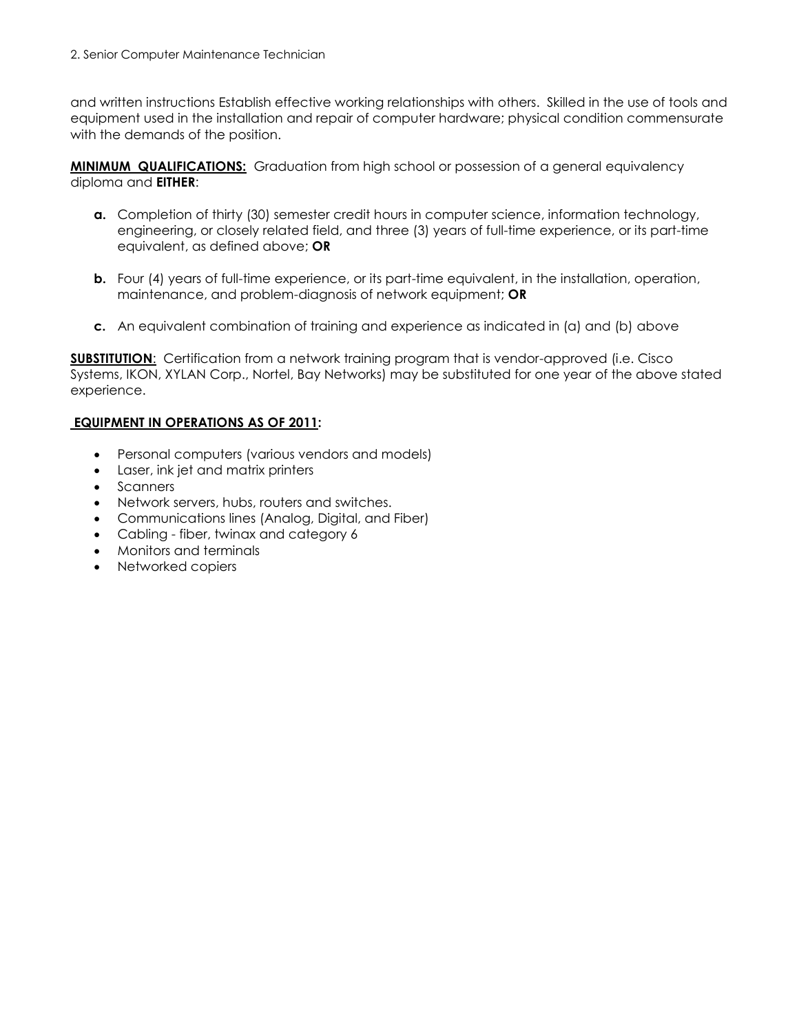and written instructions Establish effective working relationships with others. Skilled in the use of tools and equipment used in the installation and repair of computer hardware; physical condition commensurate with the demands of the position.

**MINIMUM QUALIFICATIONS:** Graduation from high school or possession of a general equivalency diploma and **EITHER**:

- **a.** Completion of thirty (30) semester credit hours in computer science, information technology, engineering, or closely related field, and three (3) years of full-time experience, or its part-time equivalent, as defined above; **OR**

- **b.** Four (4) years of full-time experience, or its part-time equivalent, in the installation, operation, maintenance, and problem-diagnosis of network equipment; **OR**

- **c.** An equivalent combination of training and experience as indicated in (a) and (b) above

**SUBSTITUTION**: Certification from a network training program that is vendor-approved (i.e. Cisco Systems, IKON, XYLAN Corp., Nortel, Bay Networks) may be substituted for one year of the above stated experience.

**EQUIPMENT IN OPERATIONS AS OF 2011:**

- Personal computers (various vendors and models)
- Laser, ink jet and matrix printers
- Scanners
- Network servers, hubs, routers and switches.
- Communications lines (Analog, Digital, and Fiber)
- Cabling - fiber, twinax and category 6
- Monitors and terminals
- Networked copiers